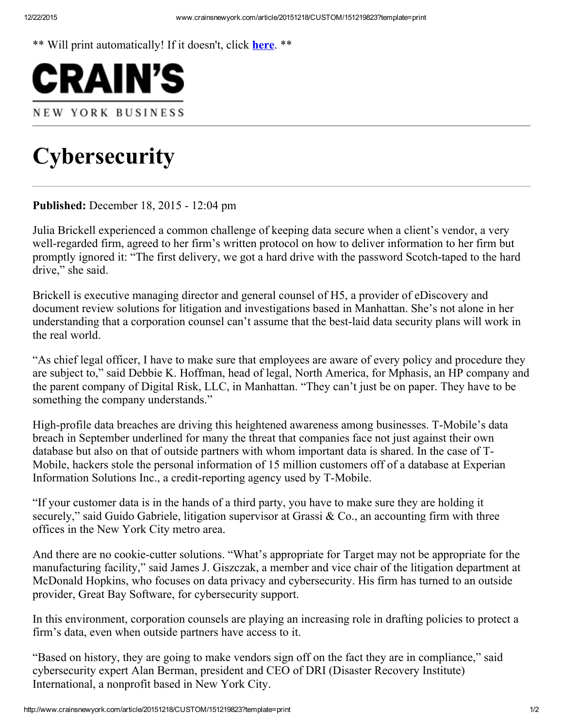** Will print automatically! If it doesn't, click **here**. **

CRAIN'S

NEW YORK BUSINESS

# Cybersecurity

**Published:** December 18, 2015 - 12:04 pm

Julia Brickell experienced a common challenge of keeping data secure when a client's vendor, a very well-regarded firm, agreed to her firm's written protocol on how to deliver information to her firm but promptly ignored it: "The first delivery, we got a hard drive with the password Scotch-taped to the hard drive," she said.

Brickell is executive managing director and general counsel of H5, a provider of eDiscovery and document review solutions for litigation and investigations based in Manhattan. She's not alone in her understanding that a corporation counsel can't assume that the best-laid data security plans will work in the real world.

"As chief legal officer, I have to make sure that employees are aware of every policy and procedure they are subject to," said Debbie K. Hoffman, head of legal, North America, for Mphasis, an HP company and the parent company of Digital Risk, LLC, in Manhattan. "They can't just be on paper. They have to be something the company understands."

High-profile data breaches are driving this heightened awareness among businesses. T-Mobile's data breach in September underlined for many the threat that companies face not just against their own database but also on that of outside partners with whom important data is shared. In the case of T-Mobile, hackers stole the personal information of 15 million customers off of a database at Experian Information Solutions Inc., a credit-reporting agency used by T-Mobile.

"If your customer data is in the hands of a third party, you have to make sure they are holding it securely," said Guido Gabriele, litigation supervisor at Grassi & Co., an accounting firm with three offices in the New York City metro area.

And there are no cookie-cutter solutions. "What's appropriate for Target may not be appropriate for the manufacturing facility," said James J. Giszczak, a member and vice chair of the litigation department at McDonald Hopkins, who focuses on data privacy and cybersecurity. His firm has turned to an outside provider, Great Bay Software, for cybersecurity support.

In this environment, corporation counsels are playing an increasing role in drafting policies to protect a firm's data, even when outside partners have access to it.

"Based on history, they are going to make vendors sign off on the fact they are in compliance," said cybersecurity expert Alan Berman, president and CEO of DRI (Disaster Recovery Institute) International, a nonprofit based in New York City.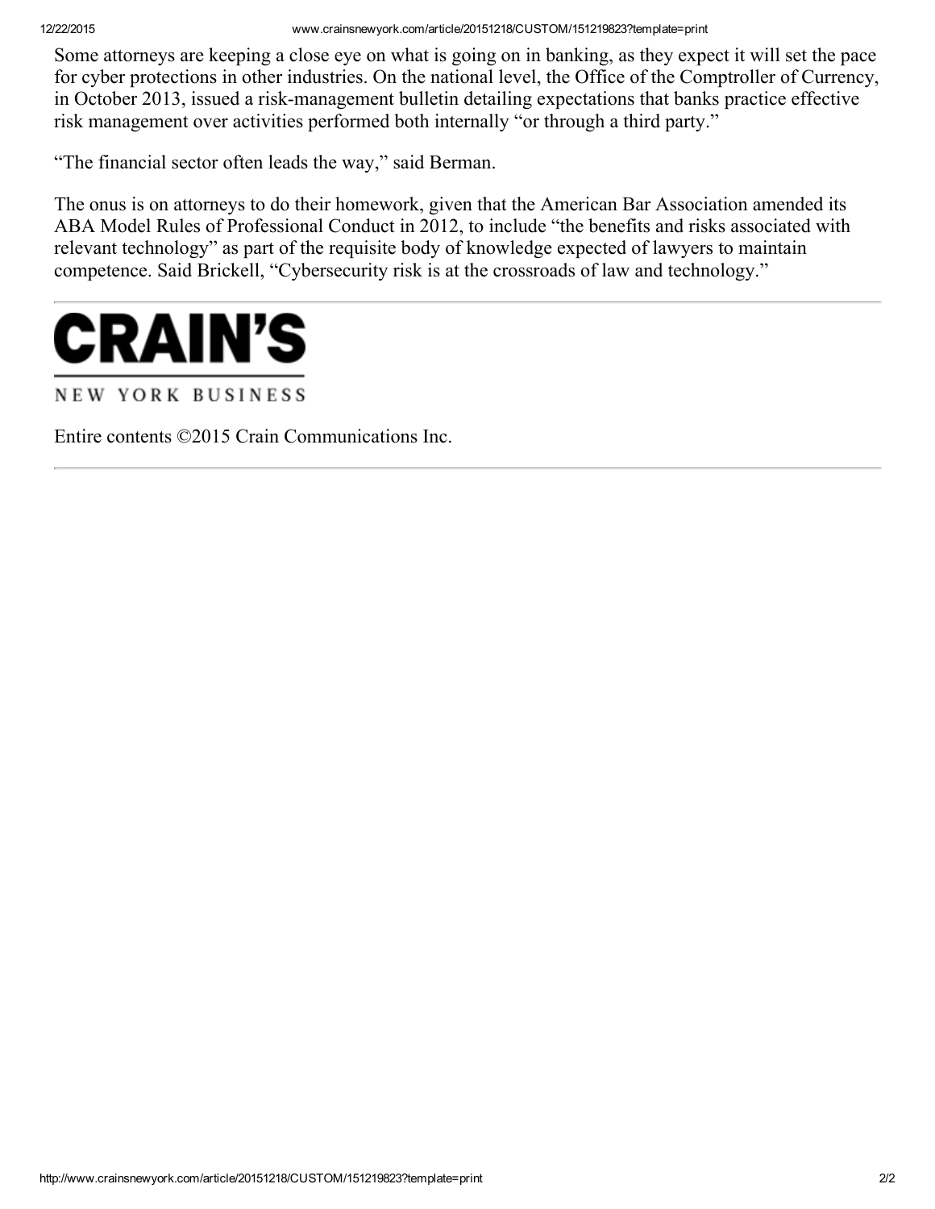Some attorneys are keeping a close eye on what is going on in banking, as they expect it will set the pace for cyber protections in other industries. On the national level, the Office of the Comptroller of Currency, in October 2013, issued a risk-management bulletin detailing expectations that banks practice effective risk management over activities performed both internally "or through a third party."

"The financial sector often leads the way," said Berman.

The onus is on attorneys to do their homework, given that the American Bar Association amended its ABA Model Rules of Professional Conduct in 2012, to include "the benefits and risks associated with relevant technology" as part of the requisite body of knowledge expected of lawyers to maintain competence. Said Brickell, "Cybersecurity risk is at the crossroads of law and technology."

---

**CRAIN'S**

NEW YORK BUSINESS

Entire contents ©2015 Crain Communications Inc.

---